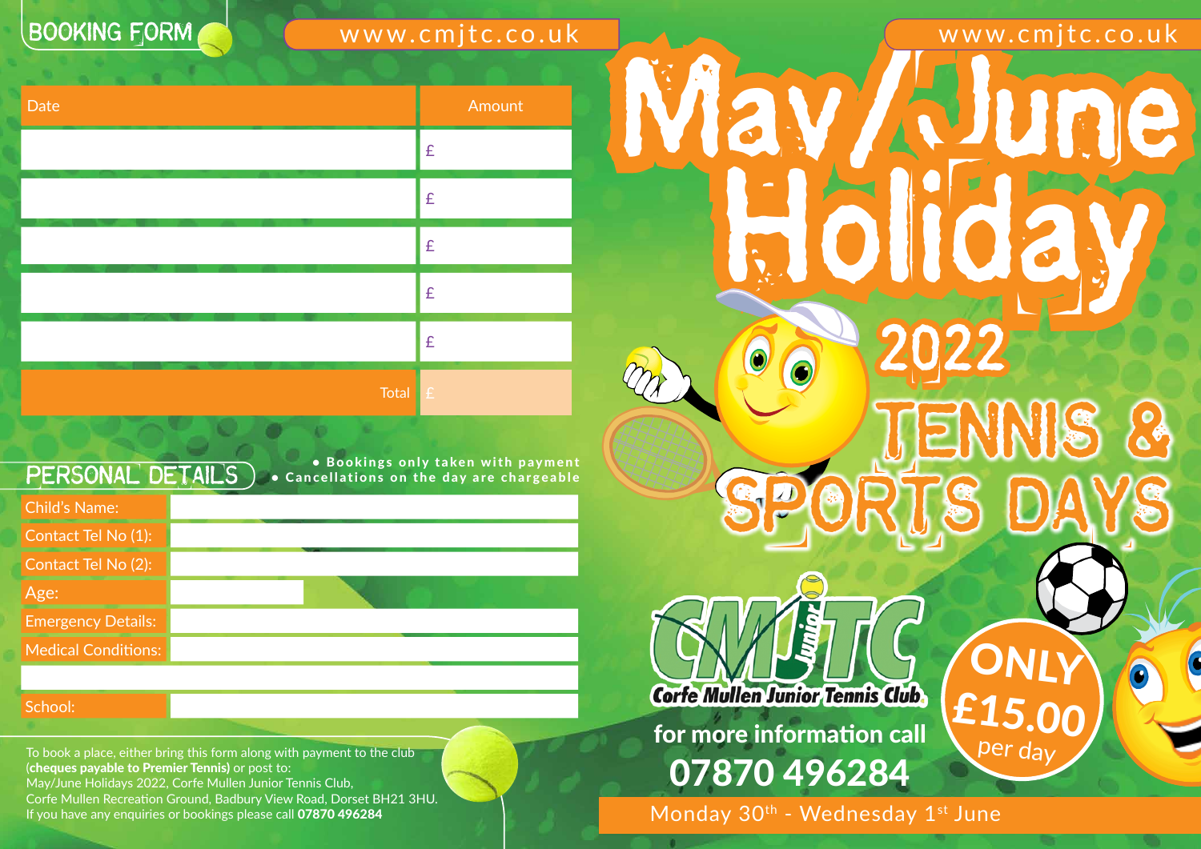## BOOKING FORM

www.cmjtc.co.uk

| Date | Amount |
|---|---|
| | £ |
| | £ |
| | £ |
| | £ |
| | £ |
| Total | £ |

## PERSONAL DETAILS

- Bookings only taken with payment
- Cancellations on the day are chargeable

| | |
|---|---|
| Child's Name: | |
| Contact Tel No (1): | |
| Contact Tel No (2): | |
| Age: | |
| Emergency Details: | |
| Medical Conditions: | |
| | |
| School: | |

To book a place, either bring this form along with payment to the club (**cheques payable to Premier Tennis)** or post to:
May/June Holidays 2022, Corfe Mullen Junior Tennis Club,
Corfe Mullen Recreation Ground, Badbury View Road, Dorset BH21 3HU.
If you have any enquiries or bookings please call **07870 496284**

www.cmjtc.co.uk

# May/June Holiday 2022

# TENNIS & SPORTS DAYS

CMJTC Junior
Corfe Mullen Junior Tennis Club

**for more information call**
**07870 496284**

**ONLY £15.00 per day**

Monday 30th - Wednesday 1st June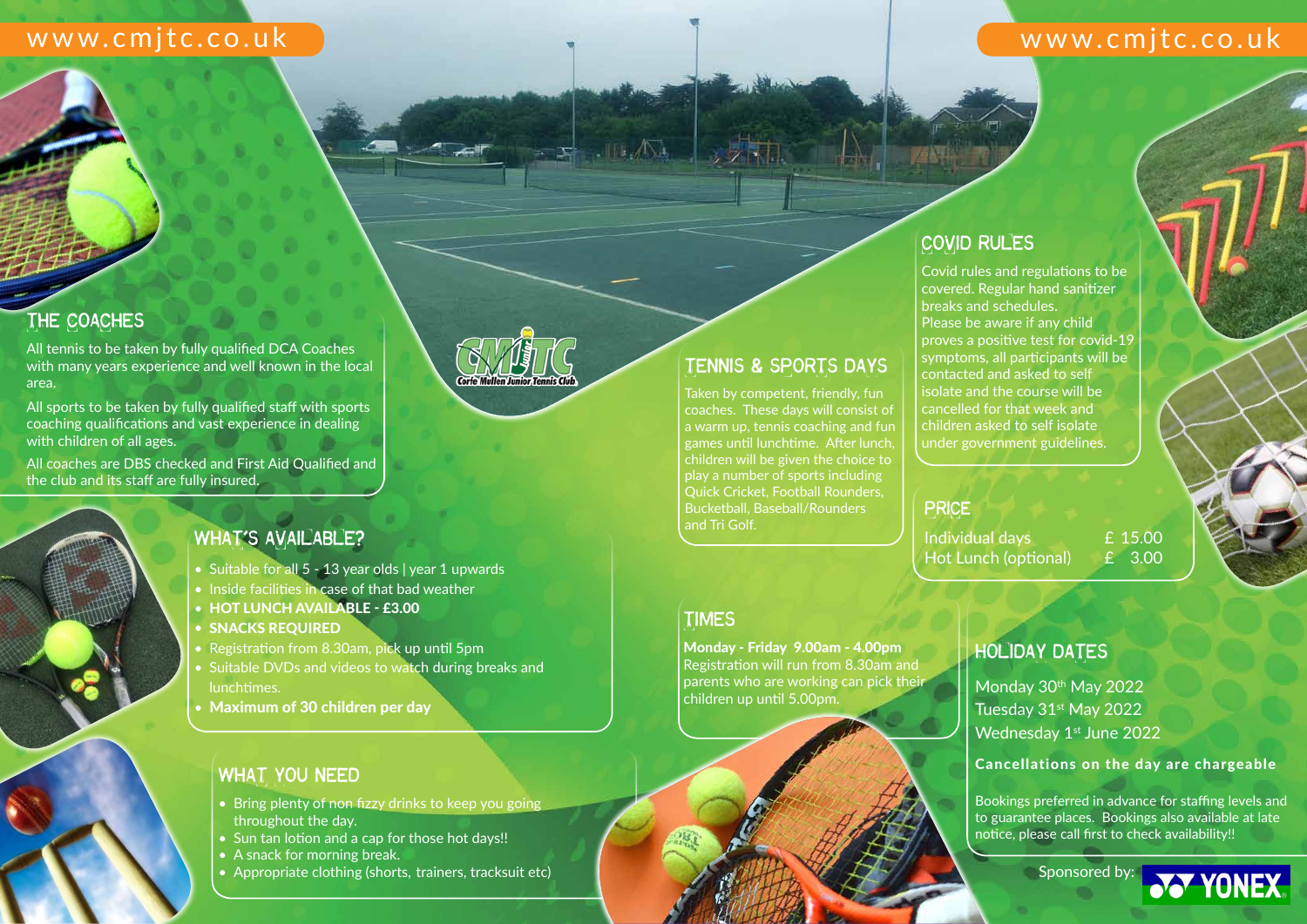www.cmjtc.co.uk

## THE COACHES

All tennis to be taken by fully qualified DCA Coaches with many years experience and well known in the local area.

All sports to be taken by fully qualified staff with sports coaching qualifications and vast experience in dealing with children of all ages.

All coaches are DBS checked and First Aid Qualified and the club and its staff are fully insured.

## WHAT'S AVAILABLE?

- Suitable for all 5 - 13 year olds | year 1 upwards
- Inside facilities in case of that bad weather
- **HOT LUNCH AVAILABLE - £3.00**
- **SNACKS REQUIRED**
- Registration from 8.30am, pick up until 5pm
- Suitable DVDs and videos to watch during breaks and lunchtimes.
- **Maximum of 30 children per day**

## WHAT YOU NEED

- Bring plenty of non fizzy drinks to keep you going throughout the day.
- Sun tan lotion and a cap for those hot days!!
- A snack for morning break.
- Appropriate clothing (shorts, trainers, tracksuit etc)

CMJTC
Corfe Mullen Junior Tennis Club

## TENNIS & SPORTS DAYS

Taken by competent, friendly, fun coaches. These days will consist of a warm up, tennis coaching and fun games until lunchtime. After lunch, children will be given the choice to play a number of sports including Quick Cricket, Football Rounders, Bucketball, Baseball/Rounders and Tri Golf.

## TIMES

**Monday - Friday 9.00am - 4.00pm**
Registration will run from 8.30am and parents who are working can pick their children up until 5.00pm.

## COVID RULES

Covid rules and regulations to be covered. Regular hand sanitizer breaks and schedules.
Please be aware if any child proves a positive test for covid-19 symptoms, all participants will be contacted and asked to self isolate and the course will be cancelled for that week and children asked to self isolate under government guidelines.

## PRICE

| | |
|---|---|
| Individual days | £ 15.00 |
| Hot Lunch (optional) | £ 3.00 |

## HOLIDAY DATES

Monday 30th May 2022
Tuesday 31st May 2022
Wednesday 1st June 2022

**Cancellations on the day are chargeable**

Bookings preferred in advance for staffing levels and to guarantee places. Bookings also available at late notice, please call first to check availability!!

Sponsored by: YONEX